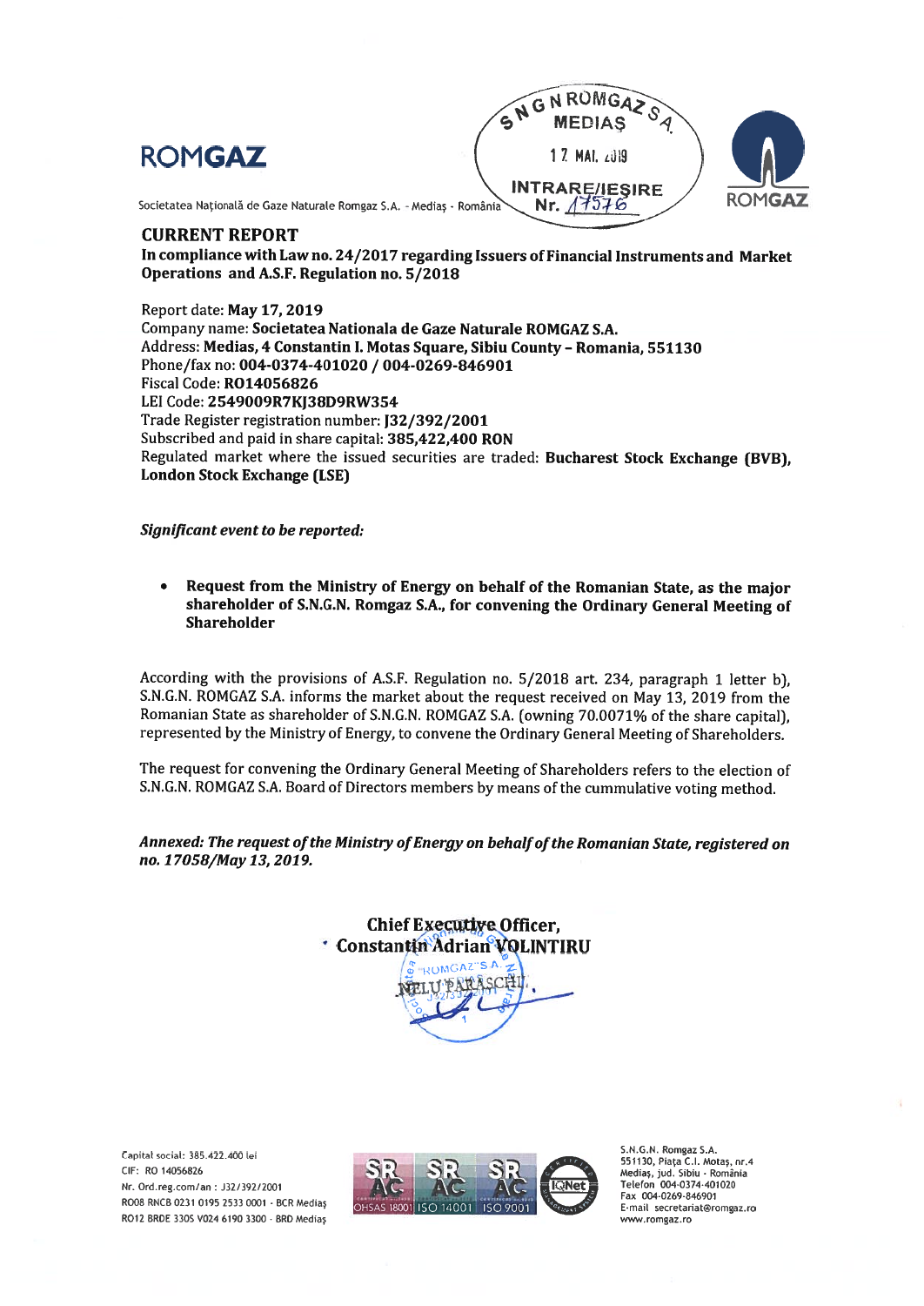ROMGAZ

Societatea Națională de Gaze Naturale Romgaz S.A. - Mediaș - România

S N G N ROMGAZ S.A.
MEDIAȘ
17 MAI 2019
INTRARE/IEȘIRE
Nr. 17576

## CURRENT REPORT

**In compliance with Law no. 24/2017 regarding Issuers of Financial Instruments and Market Operations and A.S.F. Regulation no. 5/2018**

Report date: **May 17, 2019**
Company name: **Societatea Nationala de Gaze Naturale ROMGAZ S.A.**
Address: **Medias, 4 Constantin I. Motas Square, Sibiu County – Romania, 551130**
Phone/fax no: **004-0374-401020 / 004-0269-846901**
Fiscal Code: **RO14056826**
LEI Code: **2549009R7KJ38D9RW354**
Trade Register registration number: **J32/392/2001**
Subscribed and paid in share capital: **385,422,400 RON**
Regulated market where the issued securities are traded: **Bucharest Stock Exchange (BVB), London Stock Exchange (LSE)**

***Significant event to be reported:***

- **Request from the Ministry of Energy on behalf of the Romanian State, as the major shareholder of S.N.G.N. Romgaz S.A., for convening the Ordinary General Meeting of Shareholder**

According with the provisions of A.S.F. Regulation no. 5/2018 art. 234, paragraph 1 letter b), S.N.G.N. ROMGAZ S.A. informs the market about the request received on May 13, 2019 from the Romanian State as shareholder of S.N.G.N. ROMGAZ S.A. (owning 70.0071% of the share capital), represented by the Ministry of Energy, to convene the Ordinary General Meeting of Shareholders.

The request for convening the Ordinary General Meeting of Shareholders refers to the election of S.N.G.N. ROMGAZ S.A. Board of Directors members by means of the cummulative voting method.

***Annexed: The request of the Ministry of Energy on behalf of the Romanian State, registered on no. 17058/May 13, 2019.***

**Chief Executive Officer,**
**Constantin Adrian VOLINTIRU**

NELU PARASCHI

Capital social: 385.422.400 lei
CIF: RO 14056826
Nr. Ord.reg.com/an : J32/392/2001
RO08 RNCB 0231 0195 2533 0001 - BCR Mediaș
RO12 BRDE 330S V024 6190 3300 - BRD Mediaș

OHSAS 18001 | ISO 14001 | ISO 9001

S.N.G.N. Romgaz S.A.
551130, Piața C.I. Motaș, nr.4
Mediaș, jud. Sibiu - România
Telefon 004-0374-401020
Fax 004-0269-846901
E-mail secretariat@romgaz.ro
www.romgaz.ro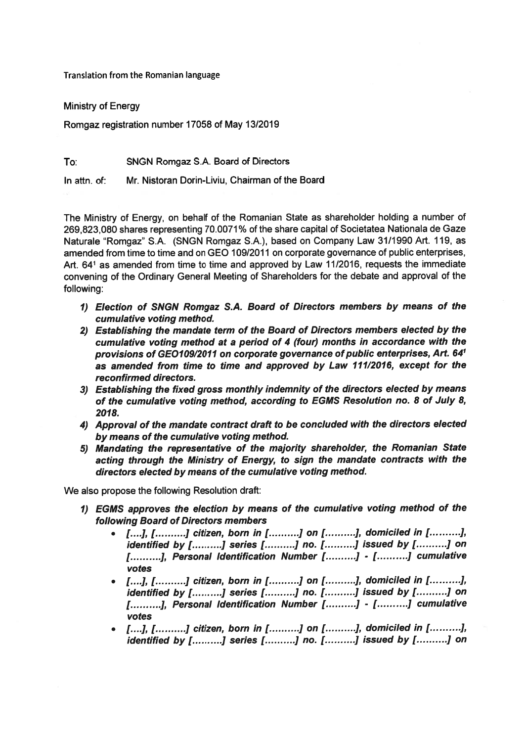Translation from the Romanian language

Ministry of Energy

Romgaz registration number 17058 of May 13/2019

To: SNGN Romgaz S.A. Board of Directors

In attn. of: Mr. Nistoran Dorin-Liviu, Chairman of the Board

The Ministry of Energy, on behalf of the Romanian State as shareholder holding a number of 269,823,080 shares representing 70.0071% of the share capital of Societatea Nationala de Gaze Naturale "Romgaz" S.A. (SNGN Romgaz S.A.), based on Company Law 31/1990 Art. 119, as amended from time to time and on GEO 109/2011 on corporate governance of public enterprises, Art. 64[1] as amended from time to time and approved by Law 11/2016, requests the immediate convening of the Ordinary General Meeting of Shareholders for the debate and approval of the following:

1) ***Election of SNGN Romgaz S.A. Board of Directors members by means of the cumulative voting method.***
2) ***Establishing the mandate term of the Board of Directors members elected by the cumulative voting method at a period of 4 (four) months in accordance with the provisions of GEO109/2011 on corporate governance of public enterprises, Art. 64[1] as amended from time to time and approved by Law 111/2016, except for the reconfirmed directors.***
3) ***Establishing the fixed gross monthly indemnity of the directors elected by means of the cumulative voting method, according to EGMS Resolution no. 8 of July 8, 2018.***
4) ***Approval of the mandate contract draft to be concluded with the directors elected by means of the cumulative voting method.***
5) ***Mandating the representative of the majority shareholder, the Romanian State acting through the Ministry of Energy, to sign the mandate contracts with the directors elected by means of the cumulative voting method.***

We also propose the following Resolution draft:

1) ***EGMS approves the election by means of the cumulative voting method of the following Board of Directors members***
   - ***[....], [..........] citizen, born in [..........] on [..........], domiciled in [..........], identified by [..........] series [..........] no. [..........] issued by [..........] on [..........], Personal Identification Number [..........] - [..........] cumulative votes***
   - ***[....], [..........] citizen, born in [..........] on [..........], domiciled in [..........], identified by [..........] series [..........] no. [..........] issued by [..........] on [..........], Personal Identification Number [..........] - [..........] cumulative votes***
   - ***[....], [..........] citizen, born in [..........] on [..........], domiciled in [..........], identified by [..........] series [..........] no. [..........] issued by [..........] on***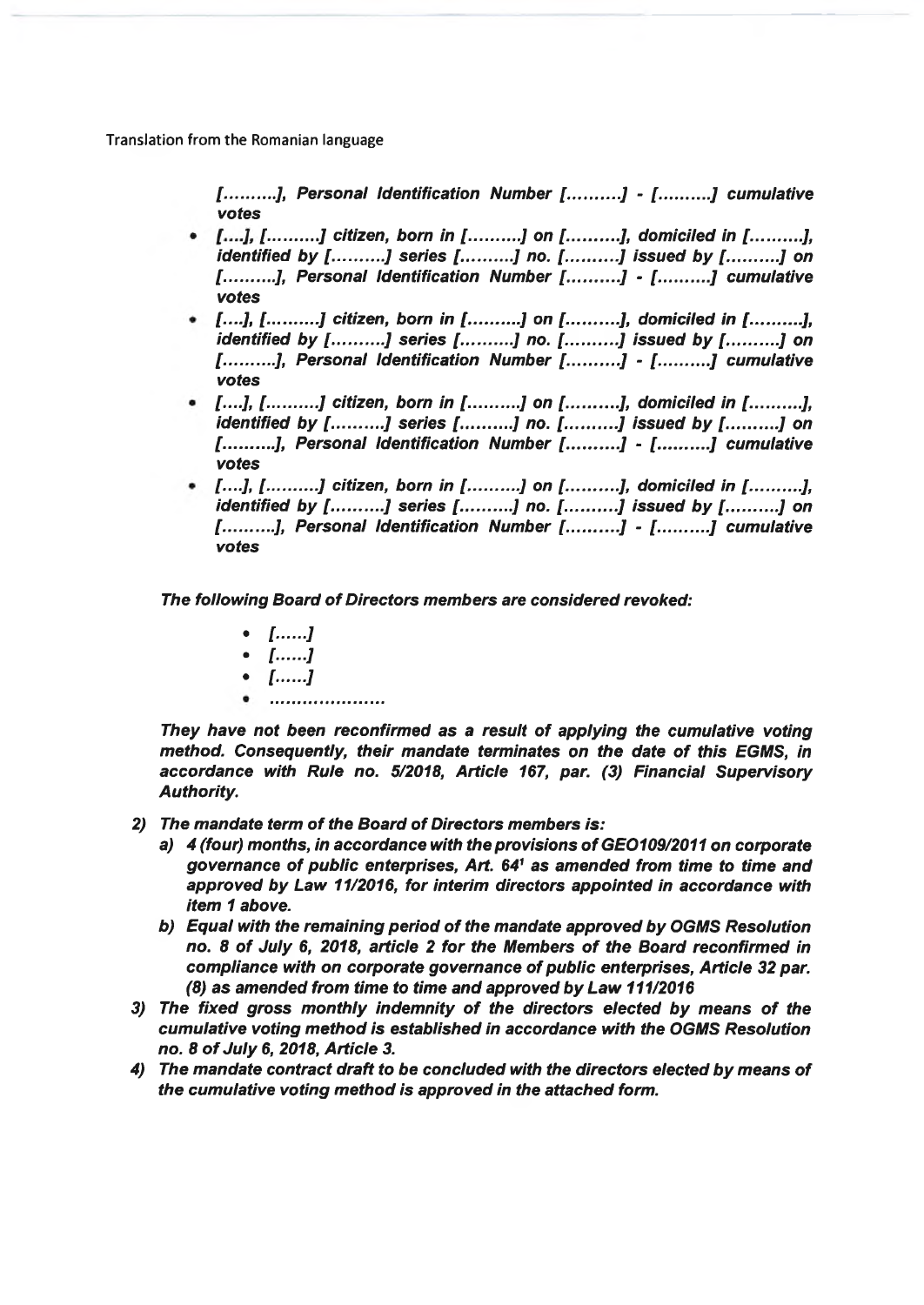Translation from the Romanian language

*[..........], Personal Identification Number [..........] - [..........] cumulative votes*

- ***[....], [..........] citizen, born in [..........] on [..........], domiciled in [..........], identified by [..........] series [..........] no. [..........] issued by [..........] on [..........], Personal Identification Number [..........] - [..........] cumulative votes***
- ***[....], [..........] citizen, born in [..........] on [..........], domiciled in [..........], identified by [..........] series [..........] no. [..........] issued by [..........] on [..........], Personal Identification Number [..........] - [..........] cumulative votes***
- ***[....], [..........] citizen, born in [..........] on [..........], domiciled in [..........], identified by [..........] series [..........] no. [..........] issued by [..........] on [..........], Personal Identification Number [..........] - [..........] cumulative votes***
- ***[....], [..........] citizen, born in [..........] on [..........], domiciled in [..........], identified by [..........] series [..........] no. [..........] issued by [..........] on [..........], Personal Identification Number [..........] - [..........] cumulative votes***

***The following Board of Directors members are considered revoked:***

- ***[......]***
- ***[......]***
- ***[......]***
- ***....................***

***They have not been reconfirmed as a result of applying the cumulative voting method. Consequently, their mandate terminates on the date of this EGMS, in accordance with Rule no. 5/2018, Article 167, par. (3) Financial Supervisory Authority.***

2) ***The mandate term of the Board of Directors members is:***
   a) ***4 (four) months, in accordance with the provisions of GEO109/2011 on corporate governance of public enterprises, Art. 64[1] as amended from time to time and approved by Law 11/2016, for interim directors appointed in accordance with item 1 above.***
   b) ***Equal with the remaining period of the mandate approved by OGMS Resolution no. 8 of July 6, 2018, article 2 for the Members of the Board reconfirmed in compliance with on corporate governance of public enterprises, Article 32 par. (8) as amended from time to time and approved by Law 111/2016***
3) ***The fixed gross monthly indemnity of the directors elected by means of the cumulative voting method is established in accordance with the OGMS Resolution no. 8 of July 6, 2018, Article 3.***
4) ***The mandate contract draft to be concluded with the directors elected by means of the cumulative voting method is approved in the attached form.***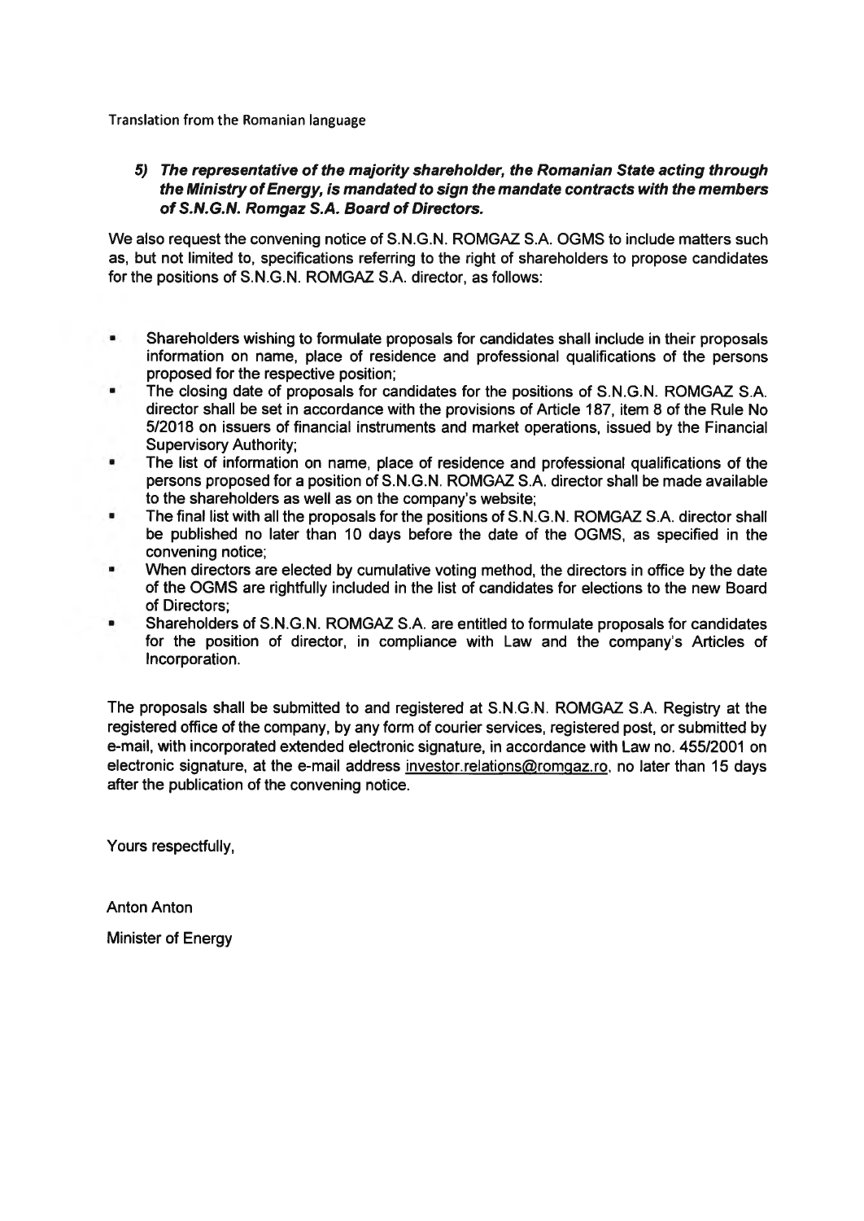Translation from the Romanian language

5) ***The representative of the majority shareholder, the Romanian State acting through the Ministry of Energy, is mandated to sign the mandate contracts with the members of S.N.G.N. Romgaz S.A. Board of Directors.***

We also request the convening notice of S.N.G.N. ROMGAZ S.A. OGMS to include matters such as, but not limited to, specifications referring to the right of shareholders to propose candidates for the positions of S.N.G.N. ROMGAZ S.A. director, as follows:

- Shareholders wishing to formulate proposals for candidates shall include in their proposals information on name, place of residence and professional qualifications of the persons proposed for the respective position;
- The closing date of proposals for candidates for the positions of S.N.G.N. ROMGAZ S.A. director shall be set in accordance with the provisions of Article 187, item 8 of the Rule No 5/2018 on issuers of financial instruments and market operations, issued by the Financial Supervisory Authority;
- The list of information on name, place of residence and professional qualifications of the persons proposed for a position of S.N.G.N. ROMGAZ S.A. director shall be made available to the shareholders as well as on the company's website;
- The final list with all the proposals for the positions of S.N.G.N. ROMGAZ S.A. director shall be published no later than 10 days before the date of the OGMS, as specified in the convening notice;
- When directors are elected by cumulative voting method, the directors in office by the date of the OGMS are rightfully included in the list of candidates for elections to the new Board of Directors;
- Shareholders of S.N.G.N. ROMGAZ S.A. are entitled to formulate proposals for candidates for the position of director, in compliance with Law and the company's Articles of Incorporation.

The proposals shall be submitted to and registered at S.N.G.N. ROMGAZ S.A. Registry at the registered office of the company, by any form of courier services, registered post, or submitted by e-mail, with incorporated extended electronic signature, in accordance with Law no. 455/2001 on electronic signature, at the e-mail address investor.relations@romgaz.ro, no later than 15 days after the publication of the convening notice.

Yours respectfully,

Anton Anton

Minister of Energy